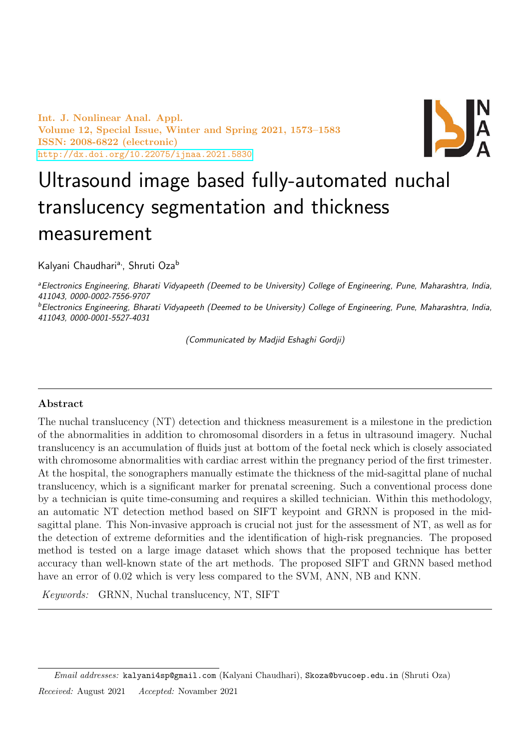# Ultrasound image based fully-automated nuchal translucency segmentation and thickness measurement

Kalyani Chaudhari[a,], Shruti Oza[b]

[a]*Electronics Engineering, Bharati Vidyapeeth (Deemed to be University) College of Engineering, Pune, Maharashtra, India, 411043, 0000-0002-7556-9707*

[b]*Electronics Engineering, Bharati Vidyapeeth (Deemed to be University) College of Engineering, Pune, Maharashtra, India, 411043, 0000-0001-5527-4031*

*(Communicated by Madjid Eshaghi Gordji)*

---

### Abstract

The nuchal translucency (NT) detection and thickness measurement is a milestone in the prediction of the abnormalities in addition to chromosomal disorders in a fetus in ultrasound imagery. Nuchal translucency is an accumulation of fluids just at bottom of the foetal neck which is closely associated with chromosome abnormalities with cardiac arrest within the pregnancy period of the first trimester. At the hospital, the sonographers manually estimate the thickness of the mid-sagittal plane of nuchal translucency, which is a significant marker for prenatal screening. Such a conventional process done by a technician is quite time-consuming and requires a skilled technician. Within this methodology, an automatic NT detection method based on SIFT keypoint and GRNN is proposed in the mid-sagittal plane. This Non-invasive approach is crucial not just for the assessment of NT, as well as for the detection of extreme deformities and the identification of high-risk pregnancies. The proposed method is tested on a large image dataset which shows that the proposed technique has better accuracy than well-known state of the art methods. The proposed SIFT and GRNN based method have an error of 0.02 which is very less compared to the SVM, ANN, NB and KNN.

*Keywords:* GRNN, Nuchal translucency, NT, SIFT

---

*Email addresses:* kalyani4sp@gmail.com (Kalyani Chaudhari), Skoza@bvucoep.edu.in (Shruti Oza)

*Received:* August 2021 *Accepted:* November 2021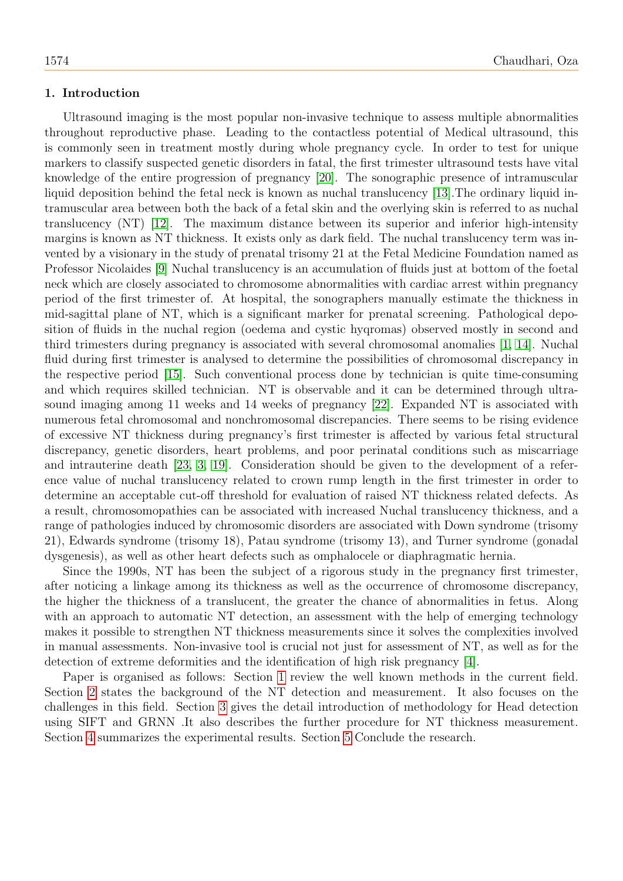## 1. Introduction

Ultrasound imaging is the most popular non-invasive technique to assess multiple abnormalities throughout reproductive phase. Leading to the contactless potential of Medical ultrasound, this is commonly seen in treatment mostly during whole pregnancy cycle. In order to test for unique markers to classify suspected genetic disorders in fatal, the first trimester ultrasound tests have vital knowledge of the entire progression of pregnancy [20]. The sonographic presence of intramuscular liquid deposition behind the fetal neck is known as nuchal translucency [13].The ordinary liquid intramuscular area between both the back of a fetal skin and the overlying skin is referred to as nuchal translucency (NT) [12]. The maximum distance between its superior and inferior high-intensity margins is known as NT thickness. It exists only as dark field. The nuchal translucency term was invented by a visionary in the study of prenatal trisomy 21 at the Fetal Medicine Foundation named as Professor Nicolaides [9] Nuchal translucency is an accumulation of fluids just at bottom of the foetal neck which are closely associated to chromosome abnormalities with cardiac arrest within pregnancy period of the first trimester of. At hospital, the sonographers manually estimate the thickness in mid-sagittal plane of NT, which is a significant marker for prenatal screening. Pathological deposition of fluids in the nuchal region (oedema and cystic hyqromas) observed mostly in second and third trimesters during pregnancy is associated with several chromosomal anomalies [1, 14]. Nuchal fluid during first trimester is analysed to determine the possibilities of chromosomal discrepancy in the respective period [15]. Such conventional process done by technician is quite time-consuming and which requires skilled technician. NT is observable and it can be determined through ultrasound imaging among 11 weeks and 14 weeks of pregnancy [22]. Expanded NT is associated with numerous fetal chromosomal and nonchromosomal discrepancies. There seems to be rising evidence of excessive NT thickness during pregnancy's first trimester is affected by various fetal structural discrepancy, genetic disorders, heart problems, and poor perinatal conditions such as miscarriage and intrauterine death [23, 3, 19]. Consideration should be given to the development of a reference value of nuchal translucency related to crown rump length in the first trimester in order to determine an acceptable cut-off threshold for evaluation of raised NT thickness related defects. As a result, chromosomopathies can be associated with increased Nuchal translucency thickness, and a range of pathologies induced by chromosomic disorders are associated with Down syndrome (trisomy 21), Edwards syndrome (trisomy 18), Patau syndrome (trisomy 13), and Turner syndrome (gonadal dysgenesis), as well as other heart defects such as omphalocele or diaphragmatic hernia.

Since the 1990s, NT has been the subject of a rigorous study in the pregnancy first trimester, after noticing a linkage among its thickness as well as the occurrence of chromosome discrepancy, the higher the thickness of a translucent, the greater the chance of abnormalities in fetus. Along with an approach to automatic NT detection, an assessment with the help of emerging technology makes it possible to strengthen NT thickness measurements since it solves the complexities involved in manual assessments. Non-invasive tool is crucial not just for assessment of NT, as well as for the detection of extreme deformities and the identification of high risk pregnancy [4].

Paper is organised as follows: Section 1 review the well known methods in the current field. Section 2 states the background of the NT detection and measurement. It also focuses on the challenges in this field. Section 3 gives the detail introduction of methodology for Head detection using SIFT and GRNN .It also describes the further procedure for NT thickness measurement. Section 4 summarizes the experimental results. Section 5 Conclude the research.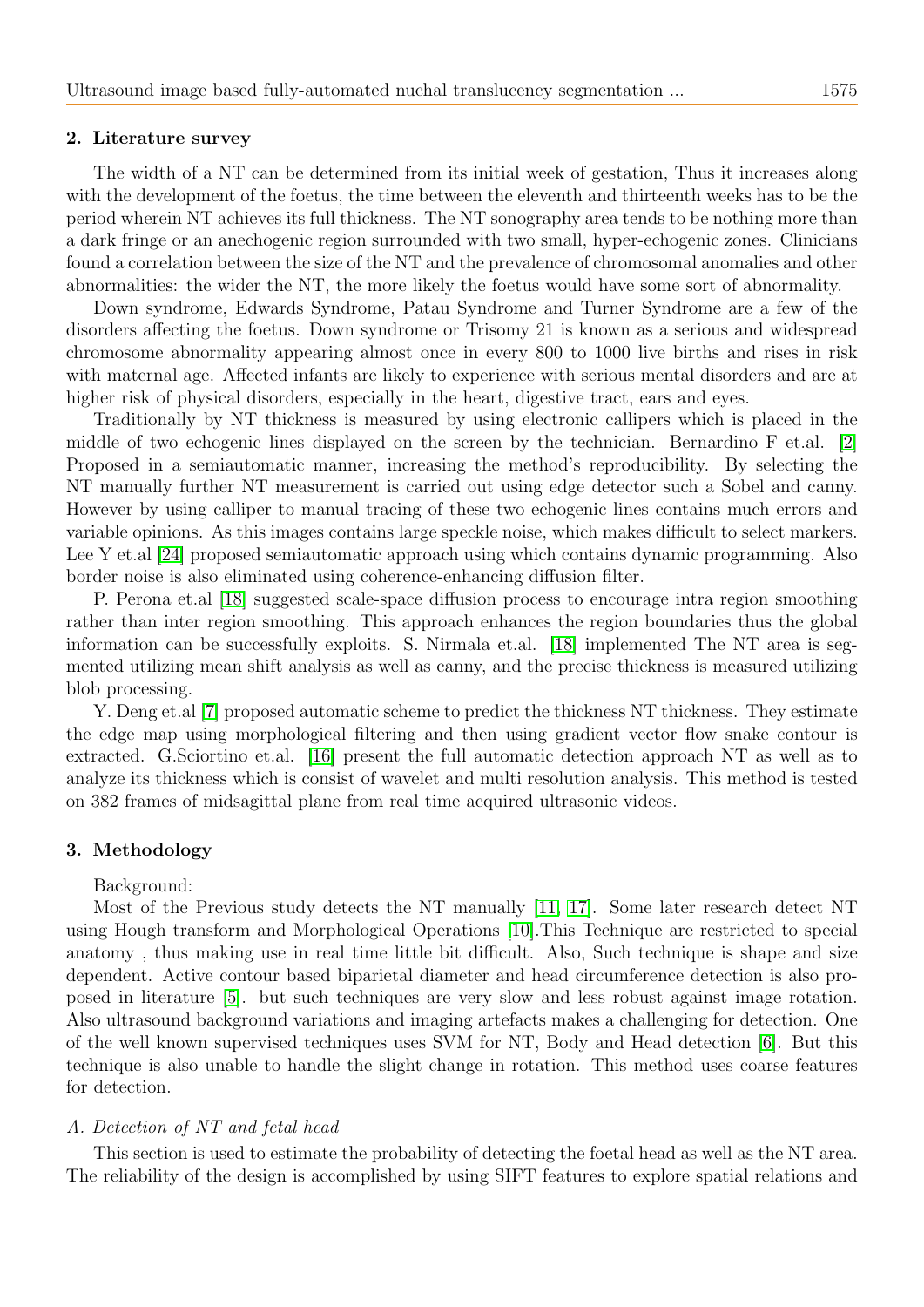## 2. Literature survey

The width of a NT can be determined from its initial week of gestation, Thus it increases along with the development of the foetus, the time between the eleventh and thirteenth weeks has to be the period wherein NT achieves its full thickness. The NT sonography area tends to be nothing more than a dark fringe or an anechogenic region surrounded with two small, hyper-echogenic zones. Clinicians found a correlation between the size of the NT and the prevalence of chromosomal anomalies and other abnormalities: the wider the NT, the more likely the foetus would have some sort of abnormality.

Down syndrome, Edwards Syndrome, Patau Syndrome and Turner Syndrome are a few of the disorders affecting the foetus. Down syndrome or Trisomy 21 is known as a serious and widespread chromosome abnormality appearing almost once in every 800 to 1000 live births and rises in risk with maternal age. Affected infants are likely to experience with serious mental disorders and are at higher risk of physical disorders, especially in the heart, digestive tract, ears and eyes.

Traditionally by NT thickness is measured by using electronic callipers which is placed in the middle of two echogenic lines displayed on the screen by the technician. Bernardino F et.al. [2] Proposed in a semiautomatic manner, increasing the method's reproducibility. By selecting the NT manually further NT measurement is carried out using edge detector such a Sobel and canny. However by using calliper to manual tracing of these two echogenic lines contains much errors and variable opinions. As this images contains large speckle noise, which makes difficult to select markers. Lee Y et.al [24] proposed semiautomatic approach using which contains dynamic programming. Also border noise is also eliminated using coherence-enhancing diffusion filter.

P. Perona et.al [18] suggested scale-space diffusion process to encourage intra region smoothing rather than inter region smoothing. This approach enhances the region boundaries thus the global information can be successfully exploits. S. Nirmala et.al. [18] implemented The NT area is segmented utilizing mean shift analysis as well as canny, and the precise thickness is measured utilizing blob processing.

Y. Deng et.al [7] proposed automatic scheme to predict the thickness NT thickness. They estimate the edge map using morphological filtering and then using gradient vector flow snake contour is extracted. G.Sciortino et.al. [16] present the full automatic detection approach NT as well as to analyze its thickness which is consist of wavelet and multi resolution analysis. This method is tested on 382 frames of midsagittal plane from real time acquired ultrasonic videos.

## 3. Methodology

Background:

Most of the Previous study detects the NT manually [11, 17]. Some later research detect NT using Hough transform and Morphological Operations [10].This Technique are restricted to special anatomy , thus making use in real time little bit difficult. Also, Such technique is shape and size dependent. Active contour based biparietal diameter and head circumference detection is also proposed in literature [5]. but such techniques are very slow and less robust against image rotation. Also ultrasound background variations and imaging artefacts makes a challenging for detection. One of the well known supervised techniques uses SVM for NT, Body and Head detection [6]. But this technique is also unable to handle the slight change in rotation. This method uses coarse features for detection.

*A. Detection of NT and fetal head*

This section is used to estimate the probability of detecting the foetal head as well as the NT area. The reliability of the design is accomplished by using SIFT features to explore spatial relations and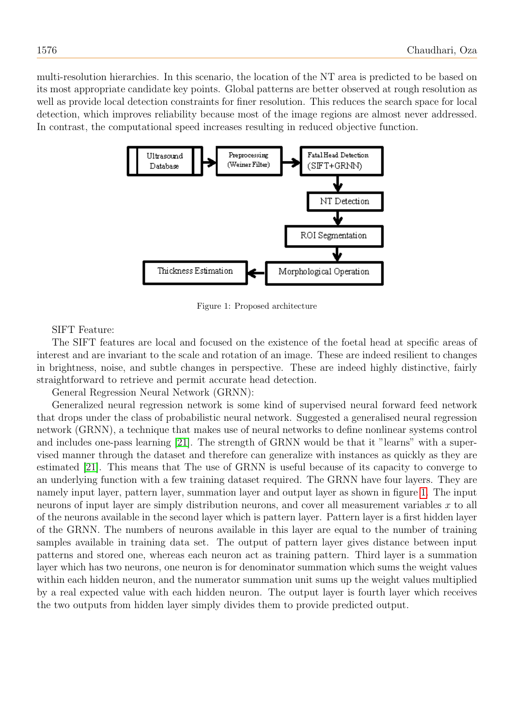multi-resolution hierarchies. In this scenario, the location of the NT area is predicted to be based on its most appropriate candidate key points. Global patterns are better observed at rough resolution as well as provide local detection constraints for finer resolution. This reduces the search space for local detection, which improves reliability because most of the image regions are almost never addressed. In contrast, the computational speed increases resulting in reduced objective function.

Figure 1: Proposed architecture

SIFT Feature:

The SIFT features are local and focused on the existence of the foetal head at specific areas of interest and are invariant to the scale and rotation of an image. These are indeed resilient to changes in brightness, noise, and subtle changes in perspective. These are indeed highly distinctive, fairly straightforward to retrieve and permit accurate head detection.

General Regression Neural Network (GRNN):

Generalized neural regression network is some kind of supervised neural forward feed network that drops under the class of probabilistic neural network. Suggested a generalised neural regression network (GRNN), a technique that makes use of neural networks to define nonlinear systems control and includes one-pass learning [21]. The strength of GRNN would be that it "learns" with a supervised manner through the dataset and therefore can generalize with instances as quickly as they are estimated [21]. This means that The use of GRNN is useful because of its capacity to converge to an underlying function with a few training dataset required. The GRNN have four layers. They are namely input layer, pattern layer, summation layer and output layer as shown in figure 1. The input neurons of input layer are simply distribution neurons, and cover all measurement variables $x$ to all of the neurons available in the second layer which is pattern layer. Pattern layer is a first hidden layer of the GRNN. The numbers of neurons available in this layer are equal to the number of training samples available in training data set. The output of pattern layer gives distance between input patterns and stored one, whereas each neuron act as training pattern. Third layer is a summation layer which has two neurons, one neuron is for denominator summation which sums the weight values within each hidden neuron, and the numerator summation unit sums up the weight values multiplied by a real expected value with each hidden neuron. The output layer is fourth layer which receives the two outputs from hidden layer simply divides them to provide predicted output.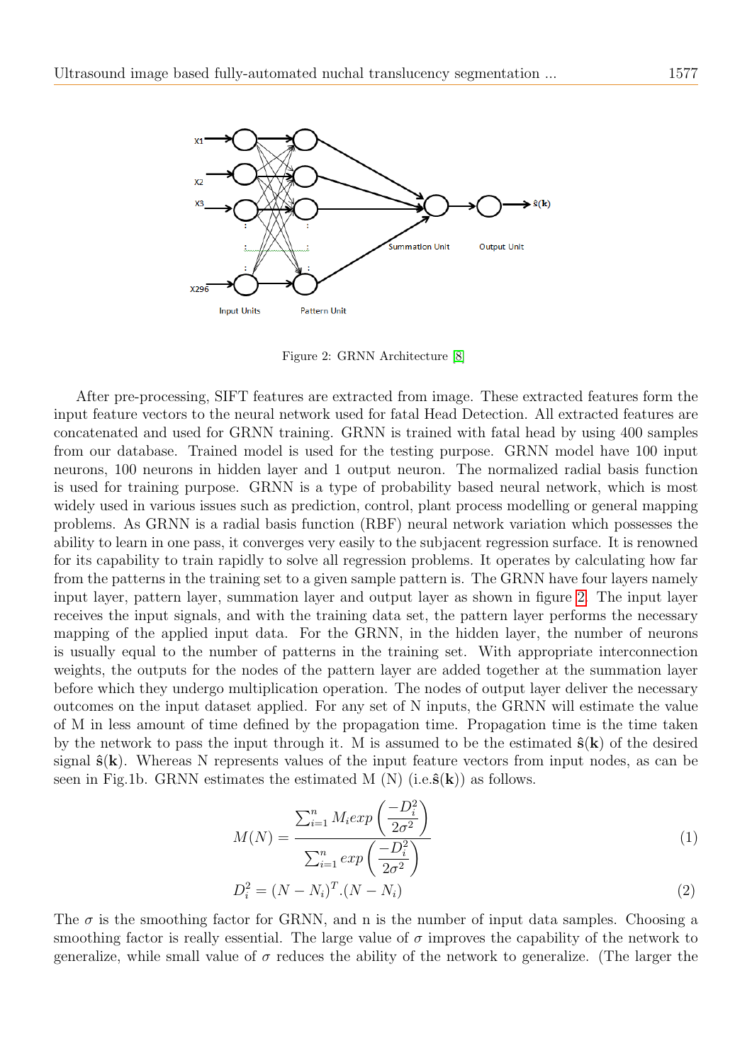Figure 2: GRNN Architecture [8]

After pre-processing, SIFT features are extracted from image. These extracted features form the input feature vectors to the neural network used for fatal Head Detection. All extracted features are concatenated and used for GRNN training. GRNN is trained with fatal head by using 400 samples from our database. Trained model is used for the testing purpose. GRNN model have 100 input neurons, 100 neurons in hidden layer and 1 output neuron. The normalized radial basis function is used for training purpose. GRNN is a type of probability based neural network, which is most widely used in various issues such as prediction, control, plant process modelling or general mapping problems. As GRNN is a radial basis function (RBF) neural network variation which possesses the ability to learn in one pass, it converges very easily to the subjacent regression surface. It is renowned for its capability to train rapidly to solve all regression problems. It operates by calculating how far from the patterns in the training set to a given sample pattern is. The GRNN have four layers namely input layer, pattern layer, summation layer and output layer as shown in figure 2. The input layer receives the input signals, and with the training data set, the pattern layer performs the necessary mapping of the applied input data. For the GRNN, in the hidden layer, the number of neurons is usually equal to the number of patterns in the training set. With appropriate interconnection weights, the outputs for the nodes of the pattern layer are added together at the summation layer before which they undergo multiplication operation. The nodes of output layer deliver the necessary outcomes on the input dataset applied. For any set of N inputs, the GRNN will estimate the value of M in less amount of time defined by the propagation time. Propagation time is the time taken by the network to pass the input through it. M is assumed to be the estimated $\hat{\mathbf{s}}(\mathbf{k})$ of the desired signal $\hat{\mathbf{s}}(\mathbf{k})$. Whereas N represents values of the input feature vectors from input nodes, as can be seen in Fig.1b. GRNN estimates the estimated M (N) (i.e.$\hat{\mathbf{s}}(\mathbf{k})$) as follows.

$$M(N) = \frac{\sum_{i=1}^{n} M_i exp\left(\frac{-D_i^2}{2\sigma^2}\right)}{\sum_{i=1}^{n} exp\left(\frac{-D_i^2}{2\sigma^2}\right)} \tag{1}$$

$$D_i^2 = (N - N_i)^T.(N - N_i) \tag{2}$$

The $\sigma$ is the smoothing factor for GRNN, and n is the number of input data samples. Choosing a smoothing factor is really essential. The large value of $\sigma$ improves the capability of the network to generalize, while small value of $\sigma$ reduces the ability of the network to generalize. (The larger the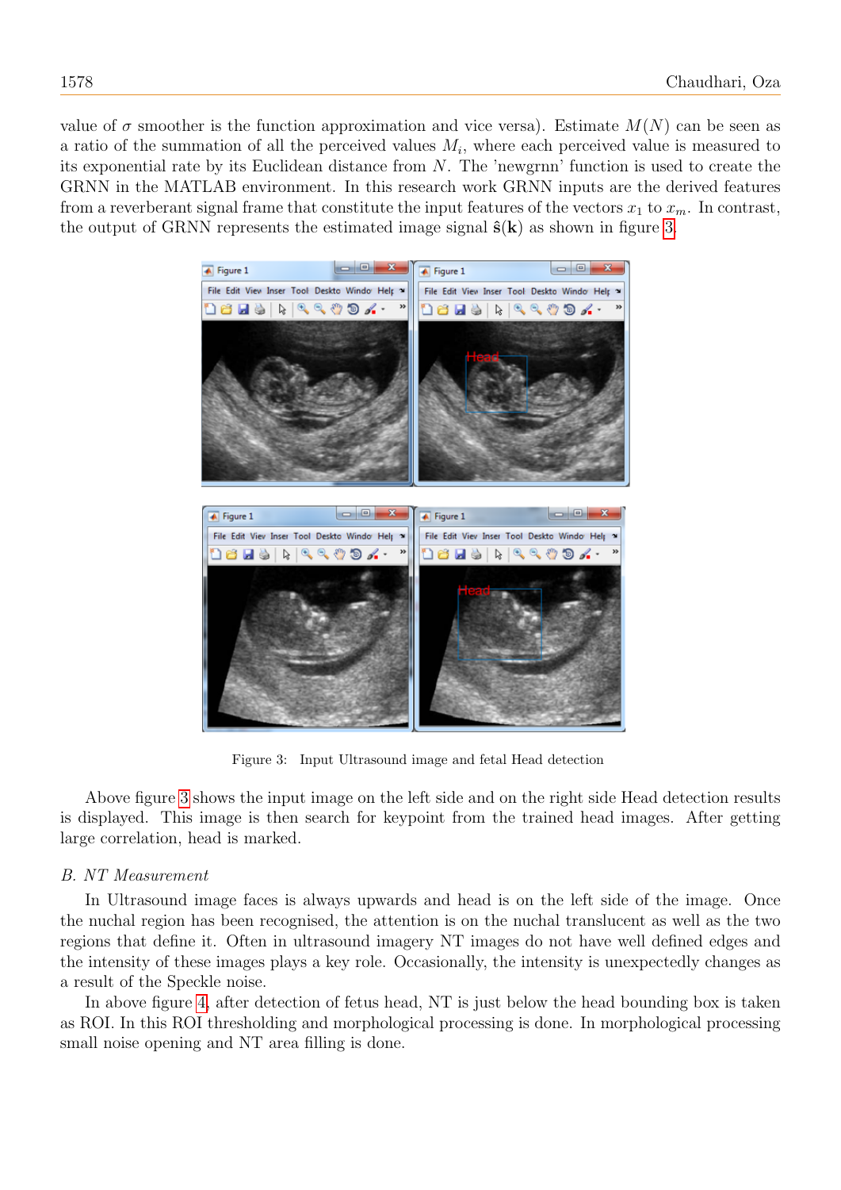value of $\sigma$ smoother is the function approximation and vice versa). Estimate $M(N)$ can be seen as a ratio of the summation of all the perceived values $M_i$, where each perceived value is measured to its exponential rate by its Euclidean distance from $N$. The 'newgrnn' function is used to create the GRNN in the MATLAB environment. In this research work GRNN inputs are the derived features from a reverberant signal frame that constitute the input features of the vectors $x_1$ to $x_m$. In contrast, the output of GRNN represents the estimated image signal $\hat{\mathbf{s}}(\mathbf{k})$ as shown in figure 3.

Figure 3: Input Ultrasound image and fetal Head detection

Above figure 3 shows the input image on the left side and on the right side Head detection results is displayed. This image is then search for keypoint from the trained head images. After getting large correlation, head is marked.

### B. NT Measurement

In Ultrasound image faces is always upwards and head is on the left side of the image. Once the nuchal region has been recognised, the attention is on the nuchal translucent as well as the two regions that define it. Often in ultrasound imagery NT images do not have well defined edges and the intensity of these images plays a key role. Occasionally, the intensity is unexpectedly changes as a result of the Speckle noise.

In above figure 4, after detection of fetus head, NT is just below the head bounding box is taken as ROI. In this ROI thresholding and morphological processing is done. In morphological processing small noise opening and NT area filling is done.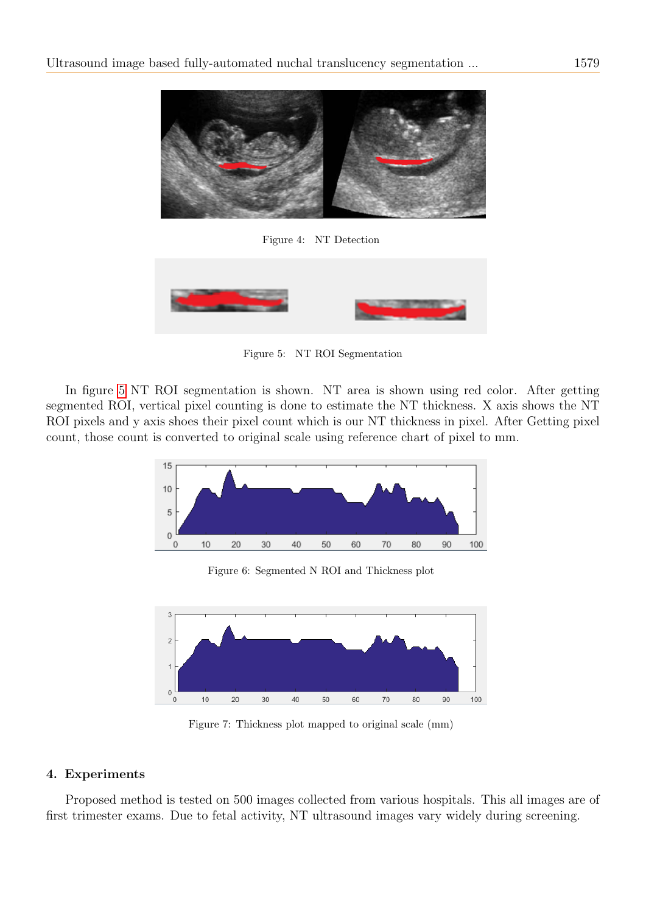Figure 4: NT Detection

Figure 5: NT ROI Segmentation

In figure 5 NT ROI segmentation is shown. NT area is shown using red color. After getting segmented ROI, vertical pixel counting is done to estimate the NT thickness. X axis shows the NT ROI pixels and y axis shoes their pixel count which is our NT thickness in pixel. After Getting pixel count, those count is converted to original scale using reference chart of pixel to mm.

Figure 6: Segmented N ROI and Thickness plot

Figure 7: Thickness plot mapped to original scale (mm)

## 4. Experiments

Proposed method is tested on 500 images collected from various hospitals. This all images are of first trimester exams. Due to fetal activity, NT ultrasound images vary widely during screening.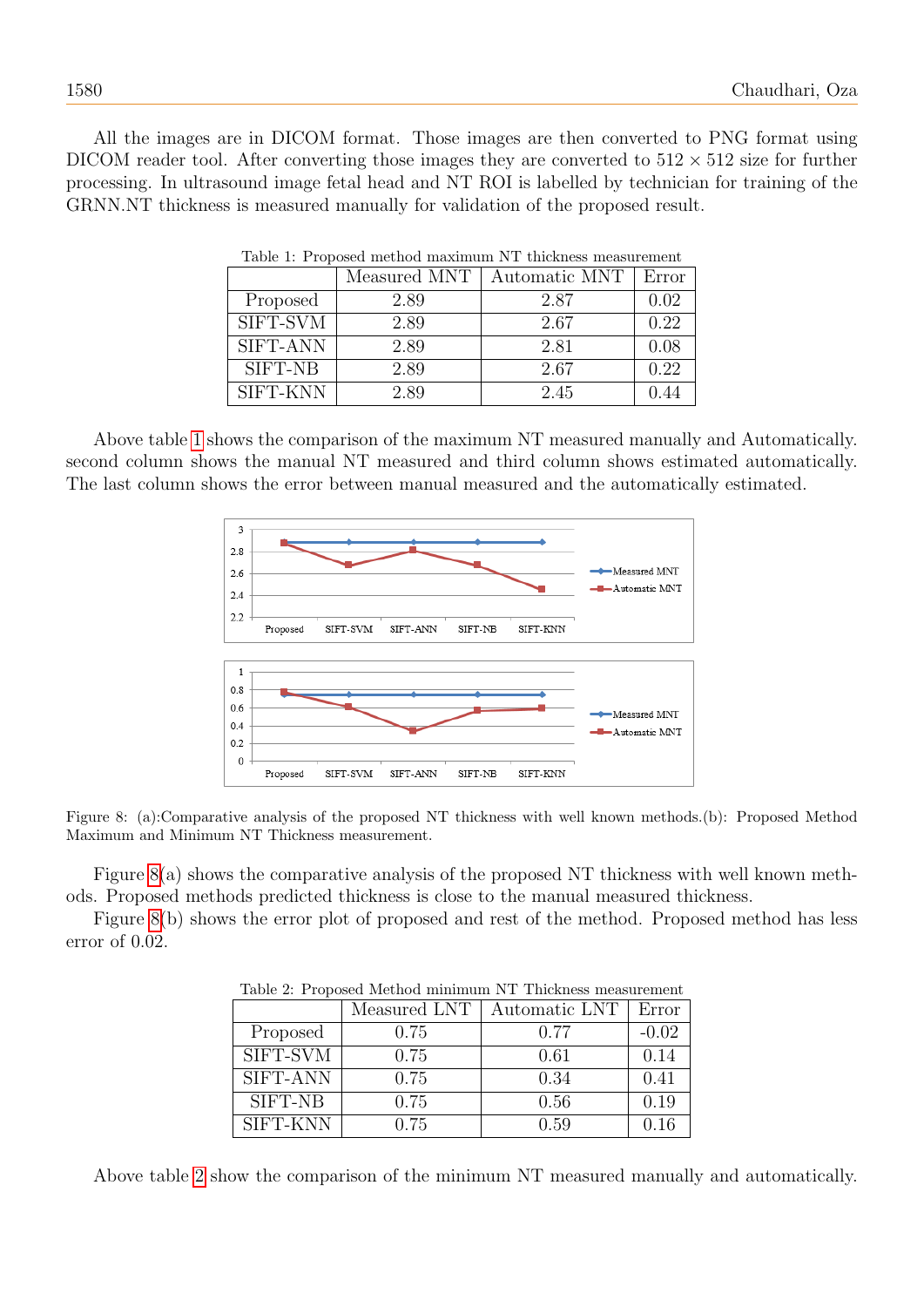All the images are in DICOM format. Those images are then converted to PNG format using DICOM reader tool. After converting those images they are converted to $512 \times 512$ size for further processing. In ultrasound image fetal head and NT ROI is labelled by technician for training of the GRNN.NT thickness is measured manually for validation of the proposed result.

Table 1: Proposed method maximum NT thickness measurement

| | Measured MNT | Automatic MNT | Error |
|---|---|---|---|
| Proposed | 2.89 | 2.87 | 0.02 |
| SIFT-SVM | 2.89 | 2.67 | 0.22 |
| SIFT-ANN | 2.89 | 2.81 | 0.08 |
| SIFT-NB | 2.89 | 2.67 | 0.22 |
| SIFT-KNN | 2.89 | 2.45 | 0.44 |

Above table 1 shows the comparison of the maximum NT measured manually and Automatically. second column shows the manual NT measured and third column shows estimated automatically. The last column shows the error between manual measured and the automatically estimated.

Figure 8: (a):Comparative analysis of the proposed NT thickness with well known methods.(b): Proposed Method Maximum and Minimum NT Thickness measurement.

Figure 8(a) shows the comparative analysis of the proposed NT thickness with well known methods. Proposed methods predicted thickness is close to the manual measured thickness.

Figure 8(b) shows the error plot of proposed and rest of the method. Proposed method has less error of 0.02.

Table 2: Proposed Method minimum NT Thickness measurement

| | Measured LNT | Automatic LNT | Error |
|---|---|---|---|
| Proposed | 0.75 | 0.77 | -0.02 |
| SIFT-SVM | 0.75 | 0.61 | 0.14 |
| SIFT-ANN | 0.75 | 0.34 | 0.41 |
| SIFT-NB | 0.75 | 0.56 | 0.19 |
| SIFT-KNN | 0.75 | 0.59 | 0.16 |

Above table 2 show the comparison of the minimum NT measured manually and automatically.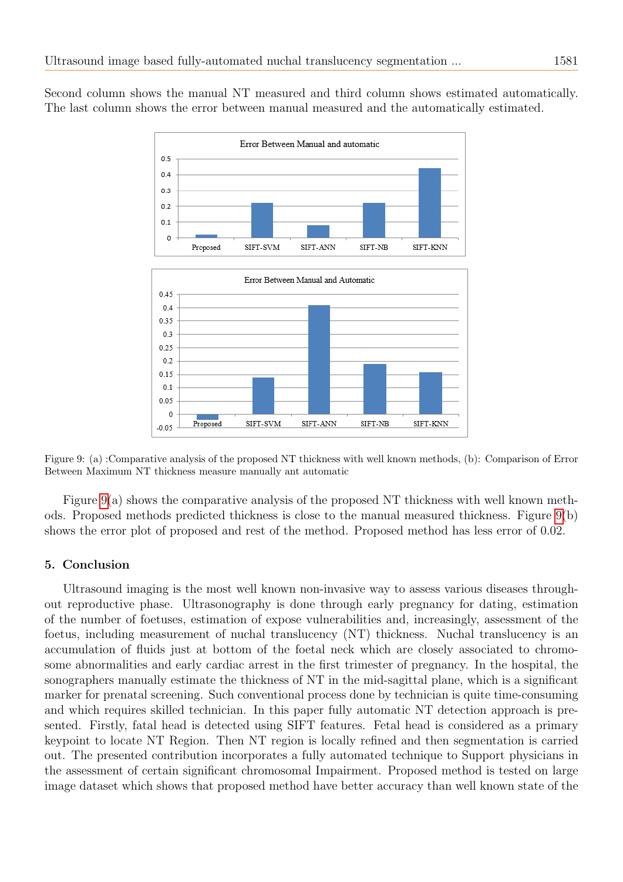Second column shows the manual NT measured and third column shows estimated automatically. The last column shows the error between manual measured and the automatically estimated.

Figure 9: (a) :Comparative analysis of the proposed NT thickness with well known methods, (b): Comparison of Error Between Maximum NT thickness measure manually ant automatic

Figure 9(a) shows the comparative analysis of the proposed NT thickness with well known methods. Proposed methods predicted thickness is close to the manual measured thickness. Figure 9(b) shows the error plot of proposed and rest of the method. Proposed method has less error of 0.02.

## 5. Conclusion

Ultrasound imaging is the most well known non-invasive way to assess various diseases throughout reproductive phase. Ultrasonography is done through early pregnancy for dating, estimation of the number of foetuses, estimation of expose vulnerabilities and, increasingly, assessment of the foetus, including measurement of nuchal translucency (NT) thickness. Nuchal translucency is an accumulation of fluids just at bottom of the foetal neck which are closely associated to chromosome abnormalities and early cardiac arrest in the first trimester of pregnancy. In the hospital, the sonographers manually estimate the thickness of NT in the mid-sagittal plane, which is a significant marker for prenatal screening. Such conventional process done by technician is quite time-consuming and which requires skilled technician. In this paper fully automatic NT detection approach is presented. Firstly, fatal head is detected using SIFT features. Fetal head is considered as a primary keypoint to locate NT Region. Then NT region is locally refined and then segmentation is carried out. The presented contribution incorporates a fully automated technique to Support physicians in the assessment of certain significant chromosomal Impairment. Proposed method is tested on large image dataset which shows that proposed method have better accuracy than well known state of the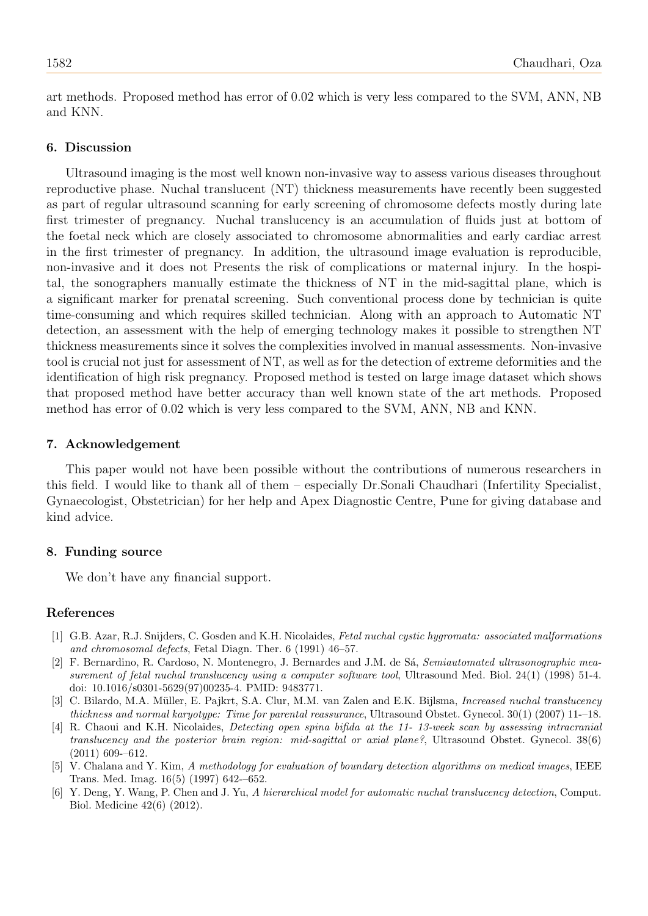art methods. Proposed method has error of 0.02 which is very less compared to the SVM, ANN, NB and KNN.

## 6. Discussion

Ultrasound imaging is the most well known non-invasive way to assess various diseases throughout reproductive phase. Nuchal translucent (NT) thickness measurements have recently been suggested as part of regular ultrasound scanning for early screening of chromosome defects mostly during late first trimester of pregnancy. Nuchal translucency is an accumulation of fluids just at bottom of the foetal neck which are closely associated to chromosome abnormalities and early cardiac arrest in the first trimester of pregnancy. In addition, the ultrasound image evaluation is reproducible, non-invasive and it does not Presents the risk of complications or maternal injury. In the hospital, the sonographers manually estimate the thickness of NT in the mid-sagittal plane, which is a significant marker for prenatal screening. Such conventional process done by technician is quite time-consuming and which requires skilled technician. Along with an approach to Automatic NT detection, an assessment with the help of emerging technology makes it possible to strengthen NT thickness measurements since it solves the complexities involved in manual assessments. Non-invasive tool is crucial not just for assessment of NT, as well as for the detection of extreme deformities and the identification of high risk pregnancy. Proposed method is tested on large image dataset which shows that proposed method have better accuracy than well known state of the art methods. Proposed method has error of 0.02 which is very less compared to the SVM, ANN, NB and KNN.

## 7. Acknowledgement

This paper would not have been possible without the contributions of numerous researchers in this field. I would like to thank all of them – especially Dr.Sonali Chaudhari (Infertility Specialist, Gynaecologist, Obstetrician) for her help and Apex Diagnostic Centre, Pune for giving database and kind advice.

## 8. Funding source

We don't have any financial support.

## References

[1] G.B. Azar, R.J. Snijders, C. Gosden and K.H. Nicolaides, *Fetal nuchal cystic hygromata: associated malformations and chromosomal defects*, Fetal Diagn. Ther. 6 (1991) 46–57.

[2] F. Bernardino, R. Cardoso, N. Montenegro, J. Bernardes and J.M. de Sá, *Semiautomated ultrasonographic measurement of fetal nuchal translucency using a computer software tool*, Ultrasound Med. Biol. 24(1) (1998) 51-4. doi: 10.1016/s0301-5629(97)00235-4. PMID: 9483771.

[3] C. Bilardo, M.A. Müller, E. Pajkrt, S.A. Clur, M.M. van Zalen and E.K. Bijlsma, *Increased nuchal translucency thickness and normal karyotype: Time for parental reassurance*, Ultrasound Obstet. Gynecol. 30(1) (2007) 11-–18.

[4] R. Chaoui and K.H. Nicolaides, *Detecting open spina bifida at the 11- 13-week scan by assessing intracranial translucency and the posterior brain region: mid-sagittal or axial plane?*, Ultrasound Obstet. Gynecol. 38(6) (2011) 609-–612.

[5] V. Chalana and Y. Kim, *A methodology for evaluation of boundary detection algorithms on medical images*, IEEE Trans. Med. Imag. 16(5) (1997) 642-–652.

[6] Y. Deng, Y. Wang, P. Chen and J. Yu, *A hierarchical model for automatic nuchal translucency detection*, Comput. Biol. Medicine 42(6) (2012).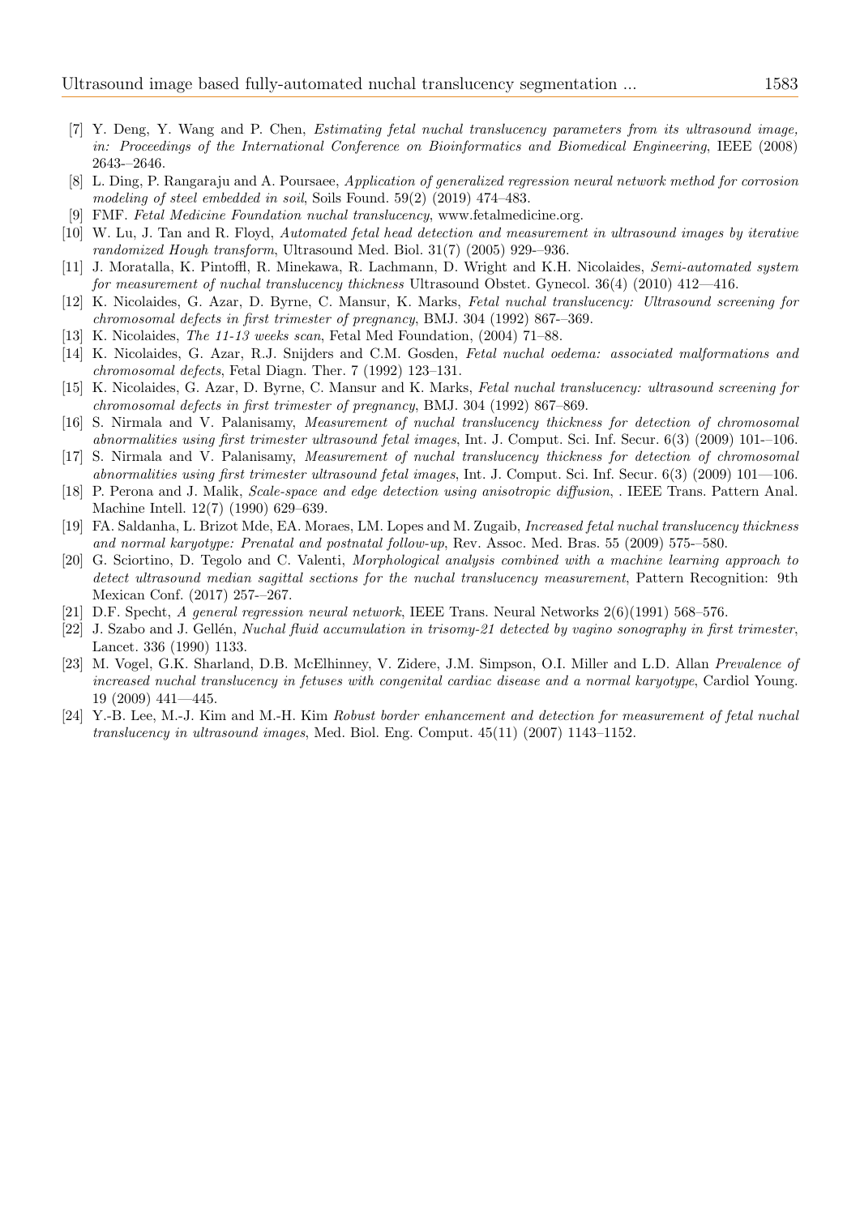[7] Y. Deng, Y. Wang and P. Chen, *Estimating fetal nuchal translucency parameters from its ultrasound image, in: Proceedings of the International Conference on Bioinformatics and Biomedical Engineering*, IEEE (2008) 2643-–2646.

[8] L. Ding, P. Rangaraju and A. Poursaee, *Application of generalized regression neural network method for corrosion modeling of steel embedded in soil*, Soils Found. 59(2) (2019) 474–483.

[9] FMF. *Fetal Medicine Foundation nuchal translucency*, www.fetalmedicine.org.

[10] W. Lu, J. Tan and R. Floyd, *Automated fetal head detection and measurement in ultrasound images by iterative randomized Hough transform*, Ultrasound Med. Biol. 31(7) (2005) 929-–936.

[11] J. Moratalla, K. Pintoffl, R. Minekawa, R. Lachmann, D. Wright and K.H. Nicolaides, *Semi-automated system for measurement of nuchal translucency thickness* Ultrasound Obstet. Gynecol. 36(4) (2010) 412—416.

[12] K. Nicolaides, G. Azar, D. Byrne, C. Mansur, K. Marks, *Fetal nuchal translucency: Ultrasound screening for chromosomal defects in first trimester of pregnancy*, BMJ. 304 (1992) 867-–369.

[13] K. Nicolaides, *The 11-13 weeks scan*, Fetal Med Foundation, (2004) 71–88.

[14] K. Nicolaides, G. Azar, R.J. Snijders and C.M. Gosden, *Fetal nuchal oedema: associated malformations and chromosomal defects*, Fetal Diagn. Ther. 7 (1992) 123–131.

[15] K. Nicolaides, G. Azar, D. Byrne, C. Mansur and K. Marks, *Fetal nuchal translucency: ultrasound screening for chromosomal defects in first trimester of pregnancy*, BMJ. 304 (1992) 867–869.

[16] S. Nirmala and V. Palanisamy, *Measurement of nuchal translucency thickness for detection of chromosomal abnormalities using first trimester ultrasound fetal images*, Int. J. Comput. Sci. Inf. Secur. 6(3) (2009) 101-–106.

[17] S. Nirmala and V. Palanisamy, *Measurement of nuchal translucency thickness for detection of chromosomal abnormalities using first trimester ultrasound fetal images*, Int. J. Comput. Sci. Inf. Secur. 6(3) (2009) 101—106.

[18] P. Perona and J. Malik, *Scale-space and edge detection using anisotropic diffusion*, . IEEE Trans. Pattern Anal. Machine Intell. 12(7) (1990) 629–639.

[19] FA. Saldanha, L. Brizot Mde, EA. Moraes, LM. Lopes and M. Zugaib, *Increased fetal nuchal translucency thickness and normal karyotype: Prenatal and postnatal follow-up*, Rev. Assoc. Med. Bras. 55 (2009) 575-–580.

[20] G. Sciortino, D. Tegolo and C. Valenti, *Morphological analysis combined with a machine learning approach to detect ultrasound median sagittal sections for the nuchal translucency measurement*, Pattern Recognition: 9th Mexican Conf. (2017) 257-–267.

[21] D.F. Specht, *A general regression neural network*, IEEE Trans. Neural Networks 2(6)(1991) 568–576.

[22] J. Szabo and J. Gellén, *Nuchal fluid accumulation in trisomy-21 detected by vagino sonography in first trimester*, Lancet. 336 (1990) 1133.

[23] M. Vogel, G.K. Sharland, D.B. McElhinney, V. Zidere, J.M. Simpson, O.I. Miller and L.D. Allan *Prevalence of increased nuchal translucency in fetuses with congenital cardiac disease and a normal karyotype*, Cardiol Young. 19 (2009) 441—445.

[24] Y.-B. Lee, M.-J. Kim and M.-H. Kim *Robust border enhancement and detection for measurement of fetal nuchal translucency in ultrasound images*, Med. Biol. Eng. Comput. 45(11) (2007) 1143–1152.